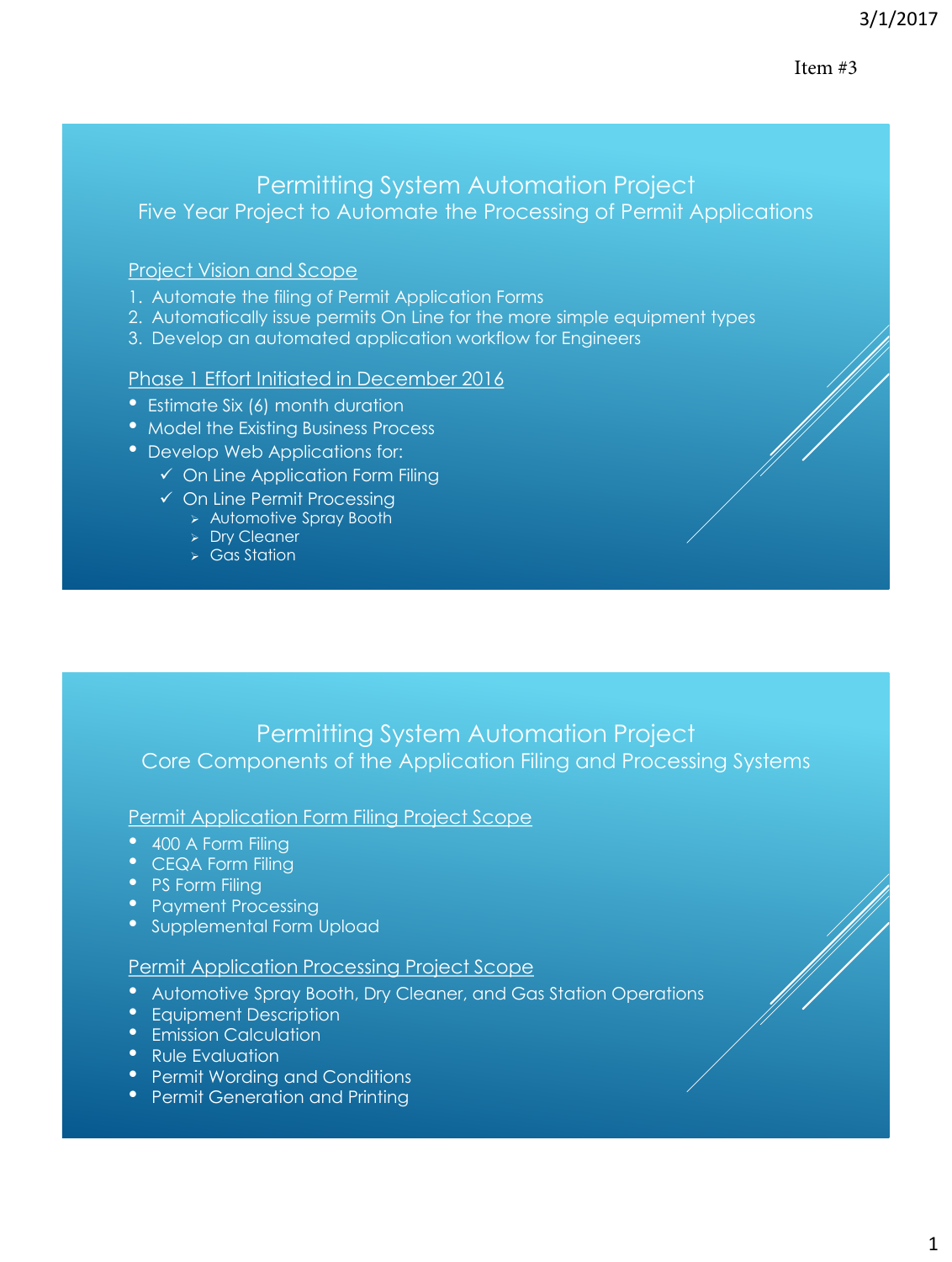Item #3

# Permitting System Automation Project

## Five Year Project to Automate the Processing of Permit Applications

### Project Vision and Scope

1. Automate the filing of Permit Application Forms
2. Automatically issue permits On Line for the more simple equipment types
3. Develop an automated application workflow for Engineers

### Phase 1 Effort Initiated in December 2016

- Estimate Six (6) month duration
- Model the Existing Business Process
- Develop Web Applications for:
  - ✓ On Line Application Form Filing
  - ✓ On Line Permit Processing
    - Automotive Spray Booth
    - Dry Cleaner
    - Gas Station

# Permitting System Automation Project

## Core Components of the Application Filing and Processing Systems

### Permit Application Form Filing Project Scope

- 400 A Form Filing
- CEQA Form Filing
- PS Form Filing
- Payment Processing
- Supplemental Form Upload

### Permit Application Processing Project Scope

- Automotive Spray Booth, Dry Cleaner, and Gas Station Operations
- Equipment Description
- Emission Calculation
- Rule Evaluation
- Permit Wording and Conditions
- Permit Generation and Printing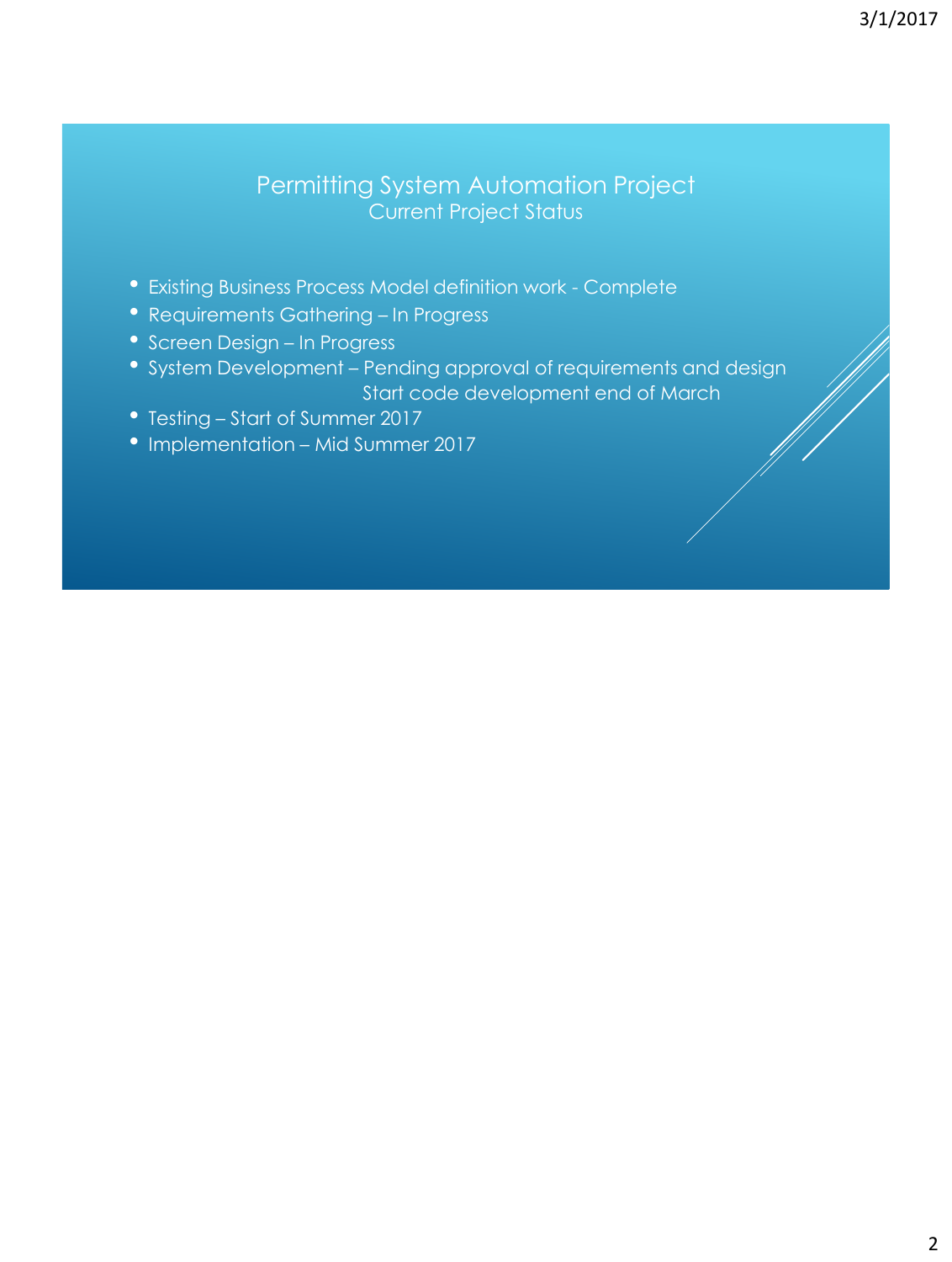## Permitting System Automation Project
### Current Project Status

- Existing Business Process Model definition work - Complete
- Requirements Gathering – In Progress
- Screen Design – In Progress
- System Development – Pending approval of requirements and design
  Start code development end of March
- Testing – Start of Summer 2017
- Implementation – Mid Summer 2017